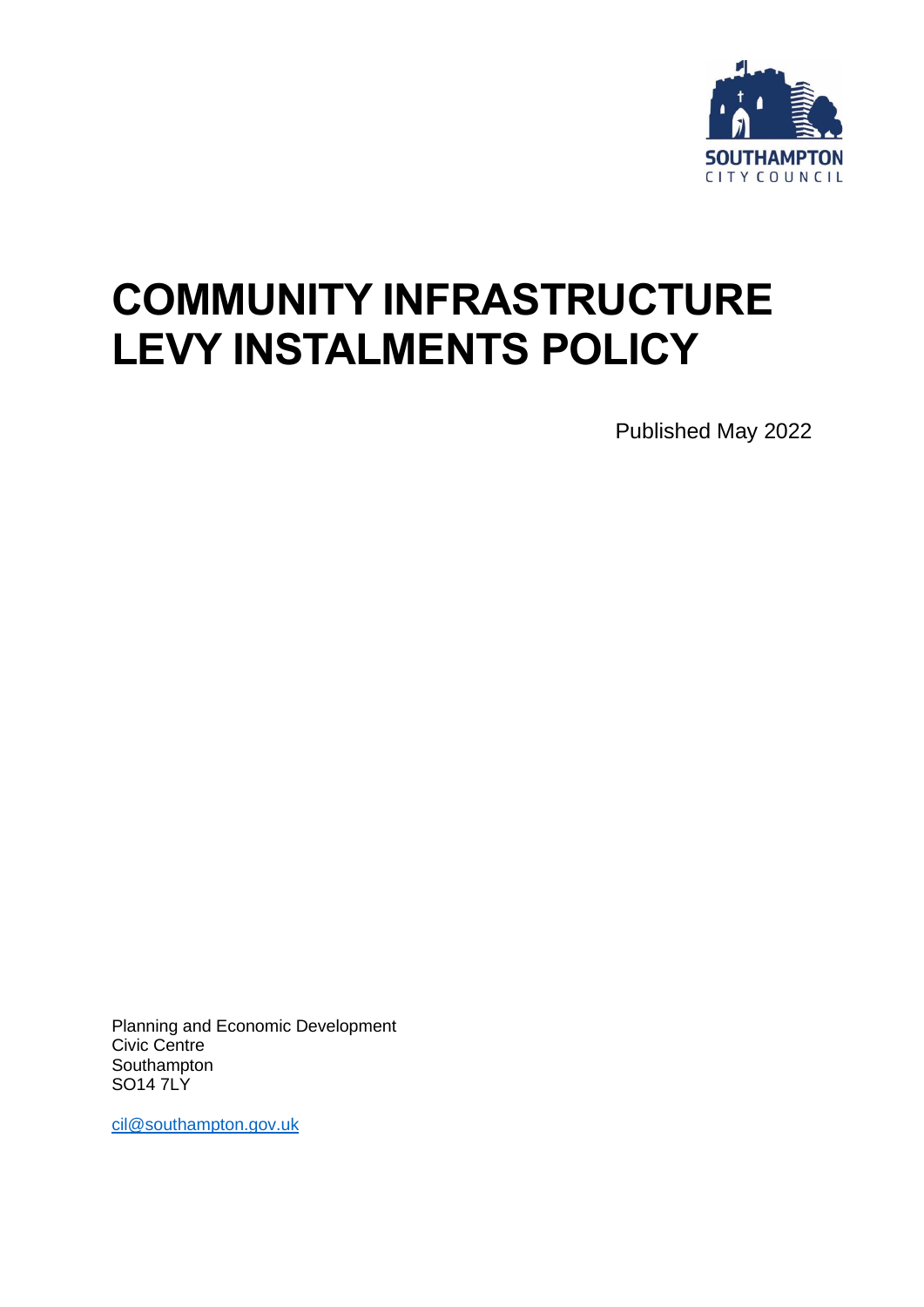SOUTHAMPTON
CITY COUNCIL

# COMMUNITY INFRASTRUCTURE LEVY INSTALMENTS POLICY

Published May 2022

Planning and Economic Development
Civic Centre
Southampton
SO14 7LY

cil@southampton.gov.uk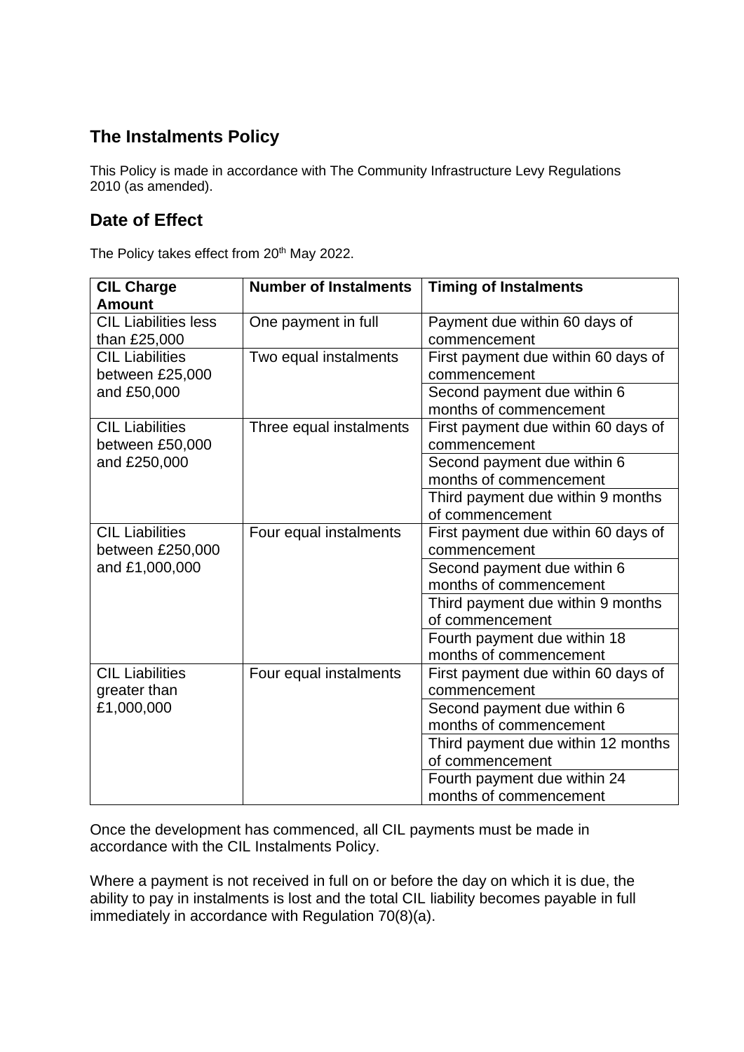## The Instalments Policy

This Policy is made in accordance with The Community Infrastructure Levy Regulations 2010 (as amended).

## Date of Effect

The Policy takes effect from 20th May 2022.

| CIL Charge Amount | Number of Instalments | Timing of Instalments |
|---|---|---|
| CIL Liabilities less than £25,000 | One payment in full | Payment due within 60 days of commencement |
| CIL Liabilities between £25,000 and £50,000 | Two equal instalments | First payment due within 60 days of commencement |
| | | Second payment due within 6 months of commencement |
| CIL Liabilities between £50,000 and £250,000 | Three equal instalments | First payment due within 60 days of commencement |
| | | Second payment due within 6 months of commencement |
| | | Third payment due within 9 months of commencement |
| CIL Liabilities between £250,000 and £1,000,000 | Four equal instalments | First payment due within 60 days of commencement |
| | | Second payment due within 6 months of commencement |
| | | Third payment due within 9 months of commencement |
| | | Fourth payment due within 18 months of commencement |
| CIL Liabilities greater than £1,000,000 | Four equal instalments | First payment due within 60 days of commencement |
| | | Second payment due within 6 months of commencement |
| | | Third payment due within 12 months of commencement |
| | | Fourth payment due within 24 months of commencement |

Once the development has commenced, all CIL payments must be made in accordance with the CIL Instalments Policy.

Where a payment is not received in full on or before the day on which it is due, the ability to pay in instalments is lost and the total CIL liability becomes payable in full immediately in accordance with Regulation 70(8)(a).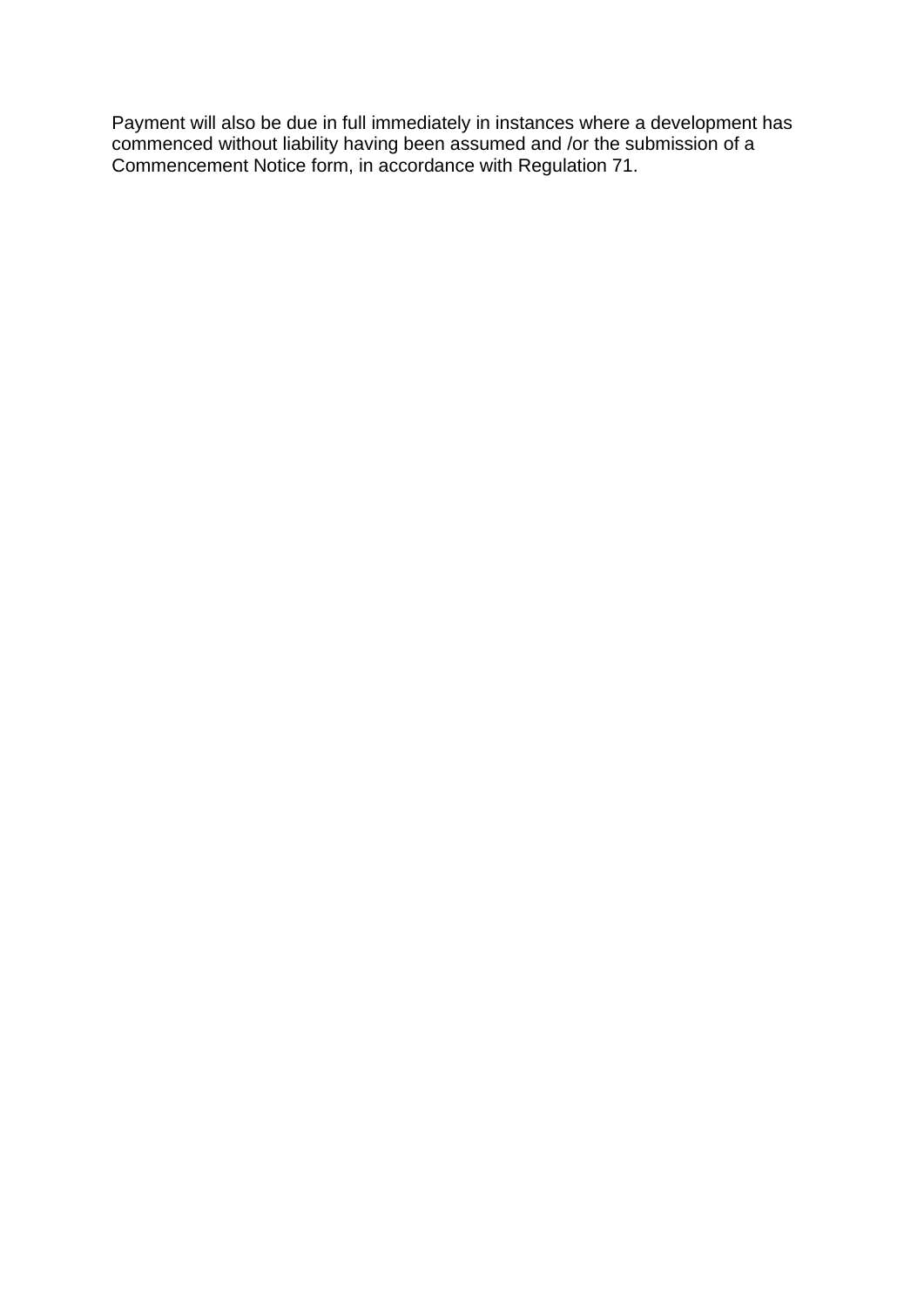Payment will also be due in full immediately in instances where a development has commenced without liability having been assumed and /or the submission of a Commencement Notice form, in accordance with Regulation 71.